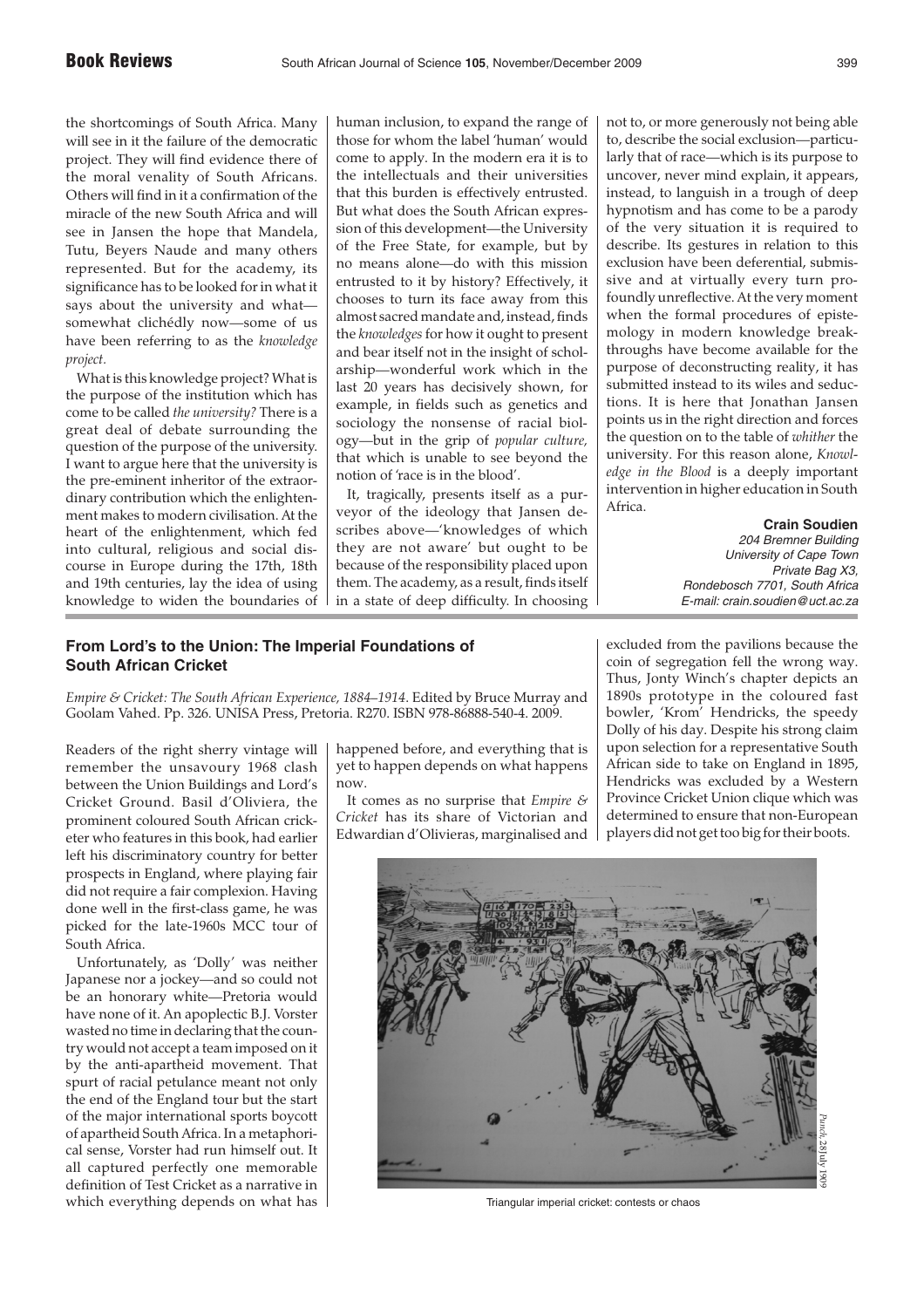the shortcomings of South Africa. Many will see in it the failure of the democratic project. They will find evidence there of the moral venality of South Africans. Others will find in it a confirmation of the miracle of the new South Africa and will see in Jansen the hope that Mandela, Tutu, Beyers Naude and many others represented. But for the academy, its significance has to be looked for in what it says about the university and what—somewhat clichédly now—some of us have been referring to as the *knowledge project*.

What is this knowledge project? What is the purpose of the institution which has come to be called *the university?* There is a great deal of debate surrounding the question of the purpose of the university. I want to argue here that the university is the pre-eminent inheritor of the extraordinary contribution which the enlightenment makes to modern civilisation. At the heart of the enlightenment, which fed into cultural, religious and social discourse in Europe during the 17th, 18th and 19th centuries, lay the idea of using knowledge to widen the boundaries of human inclusion, to expand the range of those for whom the label 'human' would come to apply. In the modern era it is to the intellectuals and their universities that this burden is effectively entrusted. But what does the South African expression of this development—the University of the Free State, for example, but by no means alone—do with this mission entrusted to it by history? Effectively, it chooses to turn its face away from this almost sacred mandate and, instead, finds the *knowledges* for how it ought to present and bear itself not in the insight of scholarship—wonderful work which in the last 20 years has decisively shown, for example, in fields such as genetics and sociology the nonsense of racial biology—but in the grip of *popular culture,* that which is unable to see beyond the notion of 'race is in the blood'.

It, tragically, presents itself as a purveyor of the ideology that Jansen describes above—'knowledges of which they are not aware' but ought to be because of the responsibility placed upon them. The academy, as a result, finds itself in a state of deep difficulty. In choosing not to, or more generously not being able to, describe the social exclusion—particularly that of race—which is its purpose to uncover, never mind explain, it appears, instead, to languish in a trough of deep hypnotism and has come to be a parody of the very situation it is required to describe. Its gestures in relation to this exclusion have been deferential, submissive and at virtually every turn profoundly unreflective. At the very moment when the formal procedures of epistemology in modern knowledge breakthroughs have become available for the purpose of deconstructing reality, it has submitted instead to its wiles and seductions. It is here that Jonathan Jansen points us in the right direction and forces the question on to the table of *whither* the university. For this reason alone, *Knowledge in the Blood* is a deeply important intervention in higher education in South Africa.

**Crain Soudien**
*204 Bremner Building*
*University of Cape Town*
*Private Bag X3,*
*Rondebosch 7701, South Africa*
*E-mail: crain.soudien@uct.ac.za*

## From Lord's to the Union: The Imperial Foundations of South African Cricket

*Empire & Cricket: The South African Experience, 1884–1914*. Edited by Bruce Murray and Goolam Vahed. Pp. 326. UNISA Press, Pretoria. R270. ISBN 978-86888-540-4. 2009.

Readers of the right sherry vintage will remember the unsavoury 1968 clash between the Union Buildings and Lord's Cricket Ground. Basil d'Oliviera, the prominent coloured South African cricketer who features in this book, had earlier left his discriminatory country for better prospects in England, where playing fair did not require a fair complexion. Having done well in the first-class game, he was picked for the late-1960s MCC tour of South Africa.

Unfortunately, as 'Dolly' was neither Japanese nor a jockey—and so could not be an honorary white—Pretoria would have none of it. An apoplectic B.J. Vorster wasted no time in declaring that the country would not accept a team imposed on it by the anti-apartheid movement. That spurt of racial petulance meant not only the end of the England tour but the start of the major international sports boycott of apartheid South Africa. In a metaphorical sense, Vorster had run himself out. It all captured perfectly one memorable definition of Test Cricket as a narrative in which everything depends on what has happened before, and everything that is yet to happen depends on what happens now.

It comes as no surprise that *Empire & Cricket* has its share of Victorian and Edwardian d'Olivieras, marginalised and excluded from the pavilions because the coin of segregation fell the wrong way. Thus, Jonty Winch's chapter depicts an 1890s prototype in the coloured fast bowler, 'Krom' Hendricks, the speedy Dolly of his day. Despite his strong claim upon selection for a representative South African side to take on England in 1895, Hendricks was excluded by a Western Province Cricket Union clique which was determined to ensure that non-European players did not get too big for their boots.

*Punch*, 28 July 1909

Triangular imperial cricket: contests or chaos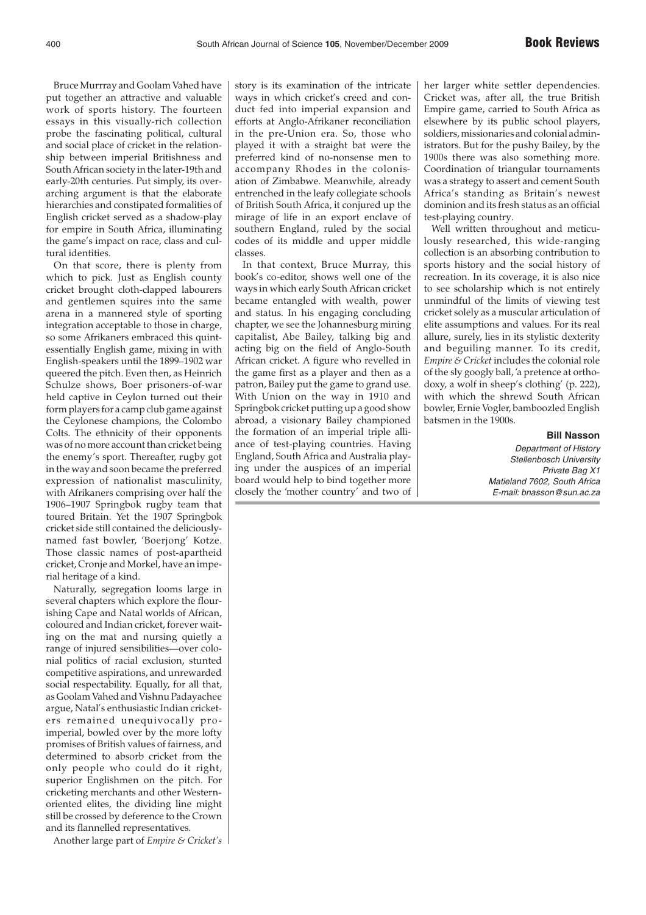Bruce Murrray and Goolam Vahed have put together an attractive and valuable work of sports history. The fourteen essays in this visually-rich collection probe the fascinating political, cultural and social place of cricket in the relationship between imperial Britishness and South African society in the later-19th and early-20th centuries. Put simply, its overarching argument is that the elaborate hierarchies and constipated formalities of English cricket served as a shadow-play for empire in South Africa, illuminating the game's impact on race, class and cultural identities.

On that score, there is plenty from which to pick. Just as English county cricket brought cloth-clapped labourers and gentlemen squires into the same arena in a mannered style of sporting integration acceptable to those in charge, so some Afrikaners embraced this quintessentially English game, mixing in with English-speakers until the 1899–1902 war queered the pitch. Even then, as Heinrich Schulze shows, Boer prisoners-of-war held captive in Ceylon turned out their form players for a camp club game against the Ceylonese champions, the Colombo Colts. The ethnicity of their opponents was of no more account than cricket being the enemy's sport. Thereafter, rugby got in the way and soon became the preferred expression of nationalist masculinity, with Afrikaners comprising over half the 1906–1907 Springbok rugby team that toured Britain. Yet the 1907 Springbok cricket side still contained the deliciously-named fast bowler, 'Boerjong' Kotze. Those classic names of post-apartheid cricket, Cronje and Morkel, have an imperial heritage of a kind.

Naturally, segregation looms large in several chapters which explore the flourishing Cape and Natal worlds of African, coloured and Indian cricket, forever waiting on the mat and nursing quietly a range of injured sensibilities—over colonial politics of racial exclusion, stunted competitive aspirations, and unrewarded social respectability. Equally, for all that, as Goolam Vahed and Vishnu Padayachee argue, Natal's enthusiastic Indian cricketers remained unequivocally pro-imperial, bowled over by the more lofty promises of British values of fairness, and determined to absorb cricket from the only people who could do it right, superior Englishmen on the pitch. For cricketing merchants and other Western-oriented elites, the dividing line might still be crossed by deference to the Crown and its flannelled representatives.

Another large part of *Empire & Cricket's* story is its examination of the intricate ways in which cricket's creed and conduct fed into imperial expansion and efforts at Anglo-Afrikaner reconciliation in the pre-Union era. So, those who played it with a straight bat were the preferred kind of no-nonsense men to accompany Rhodes in the colonisation of Zimbabwe. Meanwhile, already entrenched in the leafy collegiate schools of British South Africa, it conjured up the mirage of life in an export enclave of southern England, ruled by the social codes of its middle and upper middle classes.

In that context, Bruce Murray, this book's co-editor, shows well one of the ways in which early South African cricket became entangled with wealth, power and status. In his engaging concluding chapter, we see the Johannesburg mining capitalist, Abe Bailey, talking big and acting big on the field of Anglo-South African cricket. A figure who revelled in the game first as a player and then as a patron, Bailey put the game to grand use. With Union on the way in 1910 and Springbok cricket putting up a good show abroad, a visionary Bailey championed the formation of an imperial triple alliance of test-playing countries. Having England, South Africa and Australia playing under the auspices of an imperial board would help to bind together more closely the 'mother country' and two of her larger white settler dependencies. Cricket was, after all, the true British Empire game, carried to South Africa as elsewhere by its public school players, soldiers, missionaries and colonial administrators. But for the pushy Bailey, by the 1900s there was also something more. Coordination of triangular tournaments was a strategy to assert and cement South Africa's standing as Britain's newest dominion and its fresh status as an official test-playing country.

Well written throughout and meticulously researched, this wide-ranging collection is an absorbing contribution to sports history and the social history of recreation. In its coverage, it is also nice to see scholarship which is not entirely unmindful of the limits of viewing test cricket solely as a muscular articulation of elite assumptions and values. For its real allure, surely, lies in its stylistic dexterity and beguiling manner. To its credit, *Empire & Cricket* includes the colonial role of the sly googly ball, 'a pretence at orthodoxy, a wolf in sheep's clothing' (p. 222), with which the shrewd South African bowler, Ernie Vogler, bamboozled English batsmen in the 1900s.

**Bill Nasson**

*Department of History*
*Stellenbosch University*
*Private Bag X1*
*Matieland 7602, South Africa*
*E-mail: bnasson@sun.ac.za*